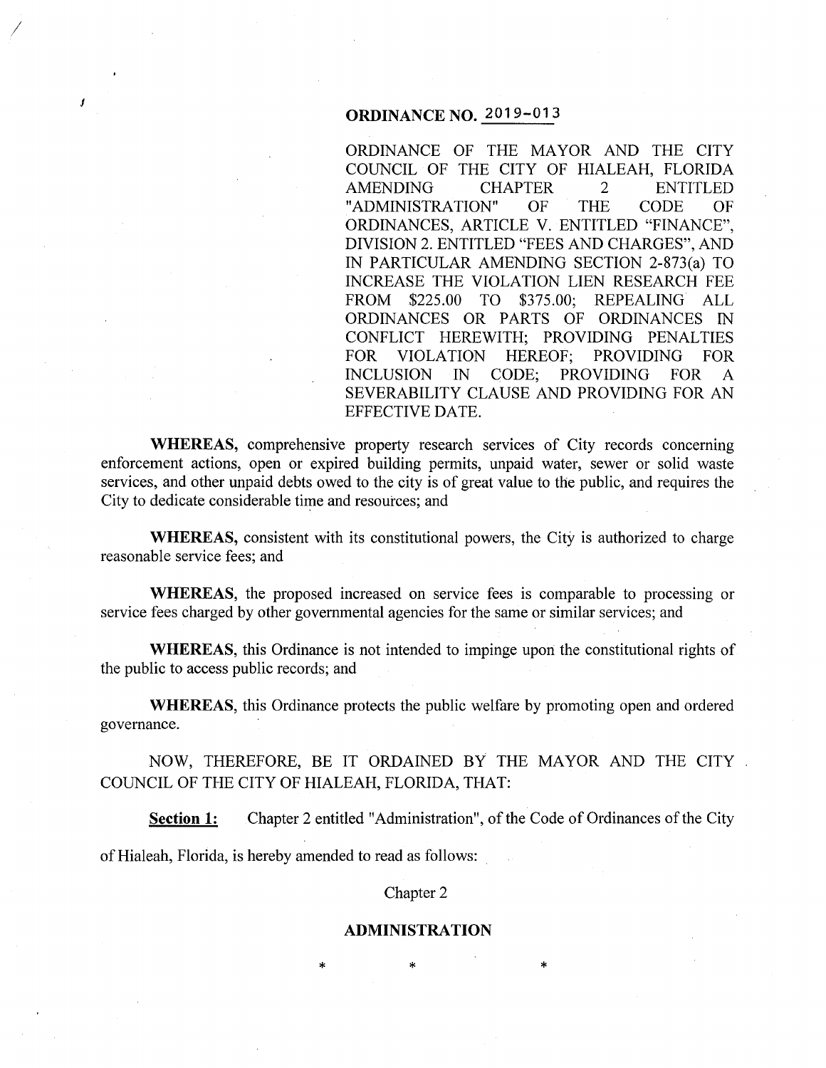# ORDINANCE NO. 2019-013

ORDINANCE OF THE MAYOR AND THE CITY COUNCIL OF THE CITY OF HIALEAH, FLORIDA AMENDING CHAPTER 2 ENTITLED "ADMINISTRATION" OF THE CODE OF ORDINANCES, ARTICLE V. ENTITLED "FINANCE", DIVISION 2. ENTITLED "FEES AND CHARGES", AND IN PARTICULAR AMENDING SECTION 2-873(a) TO INCREASE THE VIOLATION LIEN RESEARCH FEE FROM $225.00 TO $375.00; REPEALING ALL ORDINANCES OR PARTS OF ORDINANCES IN CONFLICT HEREWITH; PROVIDING PENALTIES FOR VIOLATION HEREOF; PROVIDING FOR INCLUSION IN CODE; PROVIDING FOR A SEVERABILITY CLAUSE AND PROVIDING FOR AN EFFECTIVE DATE.

**WHEREAS,** comprehensive property research services of City records concerning enforcement actions, open or expired building permits, unpaid water, sewer or solid waste services, and other unpaid debts owed to the city is of great value to the public, and requires the City to dedicate considerable time and resources; and

**WHEREAS,** consistent with its constitutional powers, the City is authorized to charge reasonable service fees; and

**WHEREAS,** the proposed increased on service fees is comparable to processing or service fees charged by other governmental agencies for the same or similar services; and

**WHEREAS,** this Ordinance is not intended to impinge upon the constitutional rights of the public to access public records; and

**WHEREAS,** this Ordinance protects the public welfare by promoting open and ordered governance.

NOW, THEREFORE, BE IT ORDAINED BY THE MAYOR AND THE CITY COUNCIL OF THE CITY OF HIALEAH, FLORIDA, THAT:

**Section 1:** Chapter 2 entitled "Administration", of the Code of Ordinances of the City of Hialeah, Florida, is hereby amended to read as follows:

Chapter 2

**ADMINISTRATION**

\* \* \*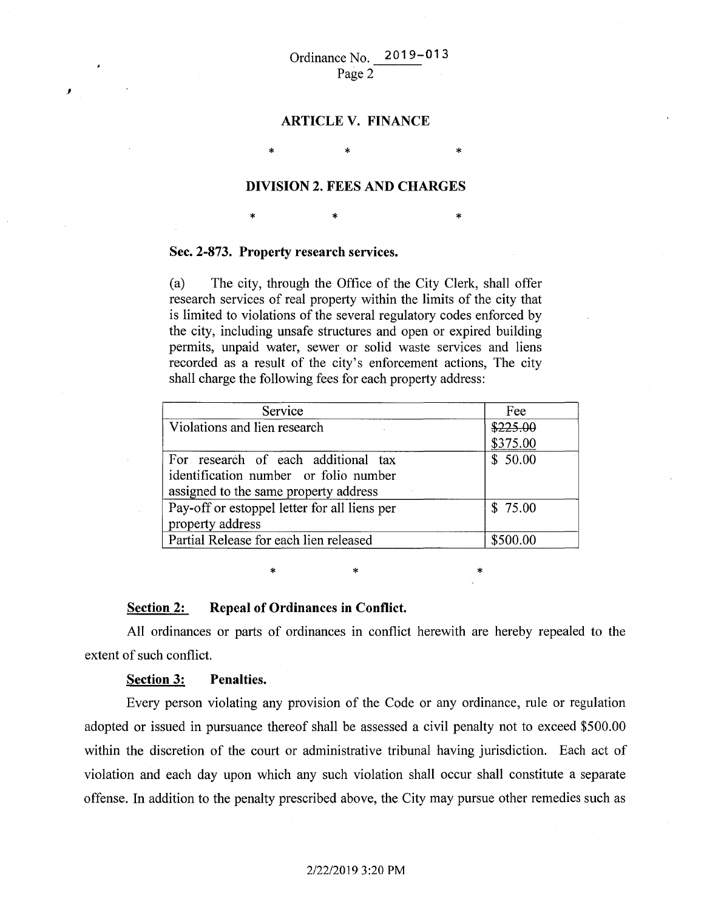### ARTICLE V. FINANCE

\*  \*  \*

### DIVISION 2. FEES AND CHARGES

\*  \*  \*

**Sec. 2-873. Property research services.**

(a) The city, through the Office of the City Clerk, shall offer research services of real property within the limits of the city that is limited to violations of the several regulatory codes enforced by the city, including unsafe structures and open or expired building permits, unpaid water, sewer or solid waste services and liens recorded as a result of the city's enforcement actions, The city shall charge the following fees for each property address:

| Service | Fee |
|---|---|
| Violations and lien research | ~~$225.00~~ $375.00 |
| For research of each additional tax identification number or folio number assigned to the same property address | $ 50.00 |
| Pay-off or estoppel letter for all liens per property address | $ 75.00 |
| Partial Release for each lien released | $500.00 |

\*  \*  \*

**Section 2: Repeal of Ordinances in Conflict.**

All ordinances or parts of ordinances in conflict herewith are hereby repealed to the extent of such conflict.

**Section 3: Penalties.**

Every person violating any provision of the Code or any ordinance, rule or regulation adopted or issued in pursuance thereof shall be assessed a civil penalty not to exceed $500.00 within the discretion of the court or administrative tribunal having jurisdiction. Each act of violation and each day upon which any such violation shall occur shall constitute a separate offense. In addition to the penalty prescribed above, the City may pursue other remedies such as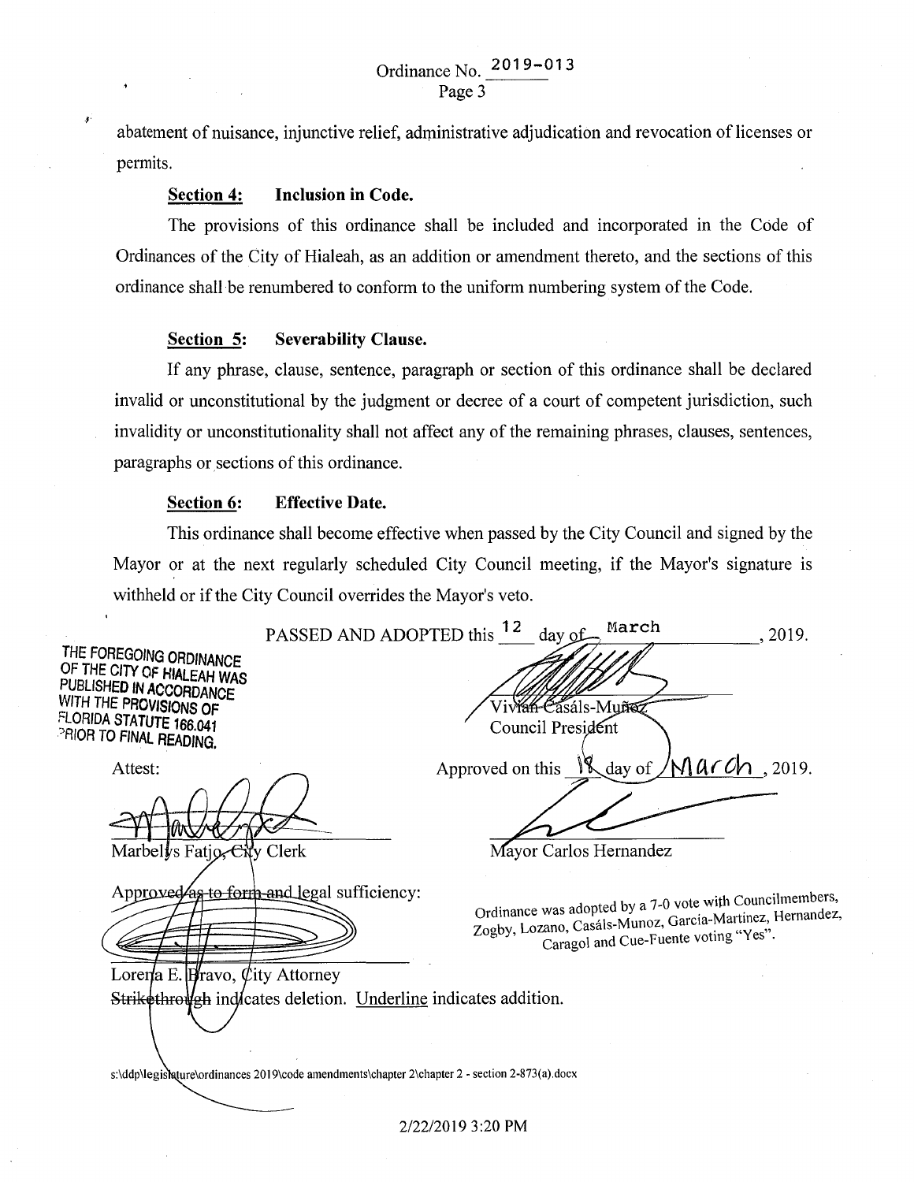abatement of nuisance, injunctive relief, administrative adjudication and revocation of licenses or permits.

**Section 4: Inclusion in Code.**

The provisions of this ordinance shall be included and incorporated in the Code of Ordinances of the City of Hialeah, as an addition or amendment thereto, and the sections of this ordinance shall be renumbered to conform to the uniform numbering system of the Code.

**Section 5: Severability Clause.**

If any phrase, clause, sentence, paragraph or section of this ordinance shall be declared invalid or unconstitutional by the judgment or decree of a court of competent jurisdiction, such invalidity or unconstitutionality shall not affect any of the remaining phrases, clauses, sentences, paragraphs or sections of this ordinance.

**Section 6: Effective Date.**

This ordinance shall become effective when passed by the City Council and signed by the Mayor or at the next regularly scheduled City Council meeting, if the Mayor's signature is withheld or if the City Council overrides the Mayor's veto.

PASSED AND ADOPTED this 12 day of March, 2019.

THE FOREGOING ORDINANCE OF THE CITY OF HIALEAH WAS PUBLISHED IN ACCORDANCE WITH THE PROVISIONS OF FLORIDA STATUTE 166.041 PRIOR TO FINAL READING.

Vivian Casáls-Muñoz
Council President

Attest:

Marbelys Fatjo, City Clerk

Approved on this 18 day of March, 2019.

Mayor Carlos Hernandez

Approved as to form and legal sufficiency:

Lorena E. Bravo, City Attorney

Ordinance was adopted by a 7-0 vote with Councilmembers, Zogby, Lozano, Casáls-Munoz, Garcia-Martinez, Hernandez, Caragol and Cue-Fuente voting "Yes".

~~Strikethrough~~ indicates deletion. Underline indicates addition.

s:\ddp\legislature\ordinances 2019\code amendments\chapter 2\chapter 2 - section 2-873(a).docx

2/22/2019 3:20 PM